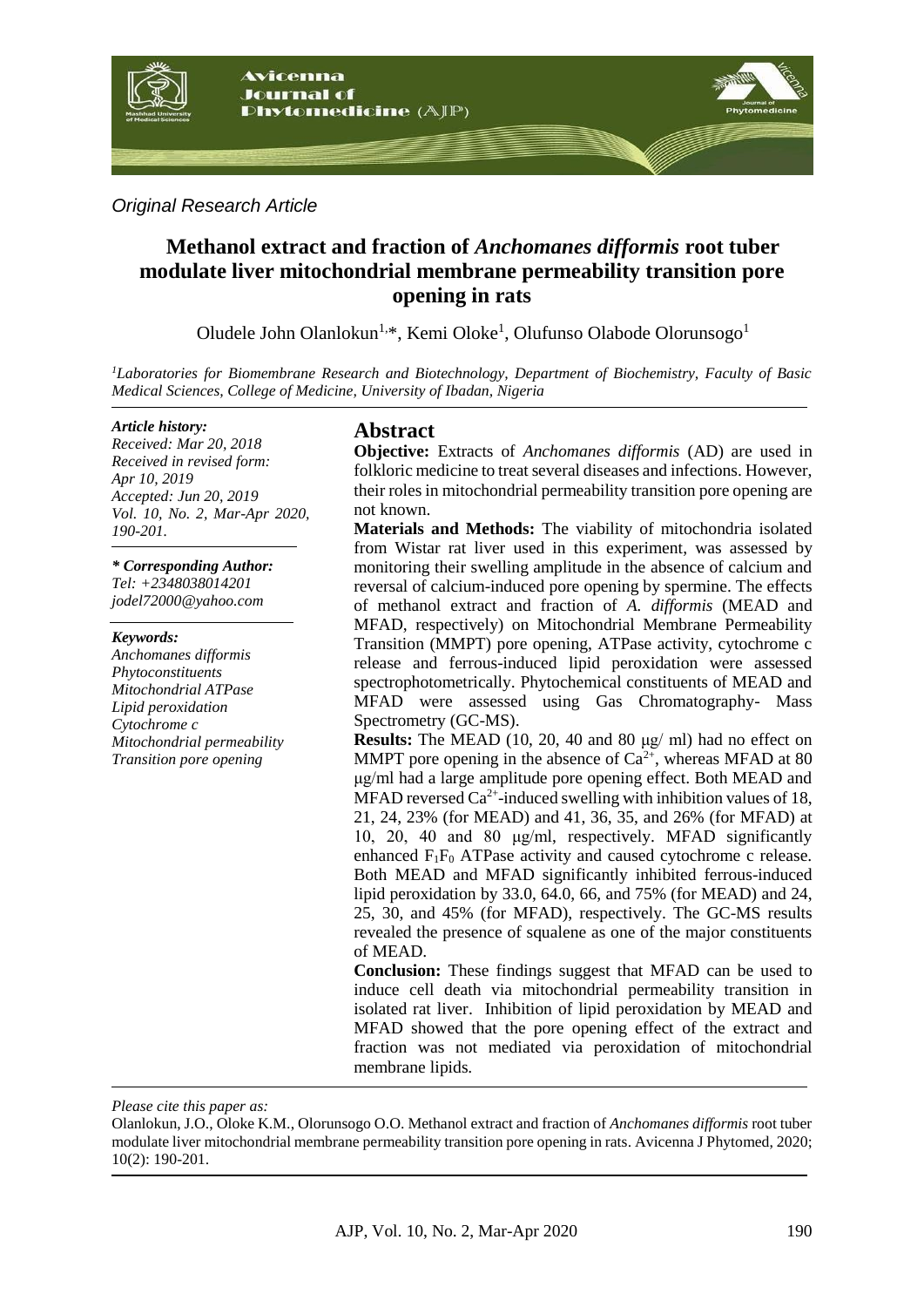*Original Research Article*

# Methanol extract and fraction of *Anchomanes difformis* root tuber modulate liver mitochondrial membrane permeability transition pore opening in rats

Oludele John Olanlokun[1,*], Kemi Oloke[1], Olufunso Olabode Olorunsogo[1]

[1]*Laboratories for Biomembrane Research and Biotechnology, Department of Biochemistry, Faculty of Basic Medical Sciences, College of Medicine, University of Ibadan, Nigeria*

***Article history:***
*Received: Mar 20, 2018*
*Received in revised form: Apr 10, 2019*
*Accepted: Jun 20, 2019*
*Vol. 10, No. 2, Mar-Apr 2020, 190-201.*

***\* Corresponding Author:***
*Tel: +2348038014201*
*jodel72000@yahoo.com*

***Keywords:***
*Anchomanes difformis*
*Phytoconstituents*
*Mitochondrial ATPase*
*Lipid peroxidation*
*Cytochrome c*
*Mitochondrial permeability*
*Transition pore opening*

## Abstract

**Objective:** Extracts of *Anchomanes difformis* (AD) are used in folkloric medicine to treat several diseases and infections. However, their roles in mitochondrial permeability transition pore opening are not known.

**Materials and Methods:** The viability of mitochondria isolated from Wistar rat liver used in this experiment, was assessed by monitoring their swelling amplitude in the absence of calcium and reversal of calcium-induced pore opening by spermine. The effects of methanol extract and fraction of *A. difformis* (MEAD and MFAD, respectively) on Mitochondrial Membrane Permeability Transition (MMPT) pore opening, ATPase activity, cytochrome c release and ferrous-induced lipid peroxidation were assessed spectrophotometrically. Phytochemical constituents of MEAD and MFAD were assessed using Gas Chromatography- Mass Spectrometry (GC-MS).

**Results:** The MEAD (10, 20, 40 and 80 μg/ ml) had no effect on MMPT pore opening in the absence of $Ca^{2+}$, whereas MFAD at 80 μg/ml had a large amplitude pore opening effect. Both MEAD and MFAD reversed $Ca^{2+}$-induced swelling with inhibition values of 18, 21, 24, 23% (for MEAD) and 41, 36, 35, and 26% (for MFAD) at 10, 20, 40 and 80 μg/ml, respectively. MFAD significantly enhanced $F_1F_0$ ATPase activity and caused cytochrome c release. Both MEAD and MFAD significantly inhibited ferrous-induced lipid peroxidation by 33.0, 64.0, 66, and 75% (for MEAD) and 24, 25, 30, and 45% (for MFAD), respectively. The GC-MS results revealed the presence of squalene as one of the major constituents of MEAD.

**Conclusion:** These findings suggest that MFAD can be used to induce cell death via mitochondrial permeability transition in isolated rat liver. Inhibition of lipid peroxidation by MEAD and MFAD showed that the pore opening effect of the extract and fraction was not mediated via peroxidation of mitochondrial membrane lipids.

*Please cite this paper as:*
Olanlokun, J.O., Oloke K.M., Olorunsogo O.O. Methanol extract and fraction of *Anchomanes difformis* root tuber modulate liver mitochondrial membrane permeability transition pore opening in rats. Avicenna J Phytomed, 2020; 10(2): 190-201.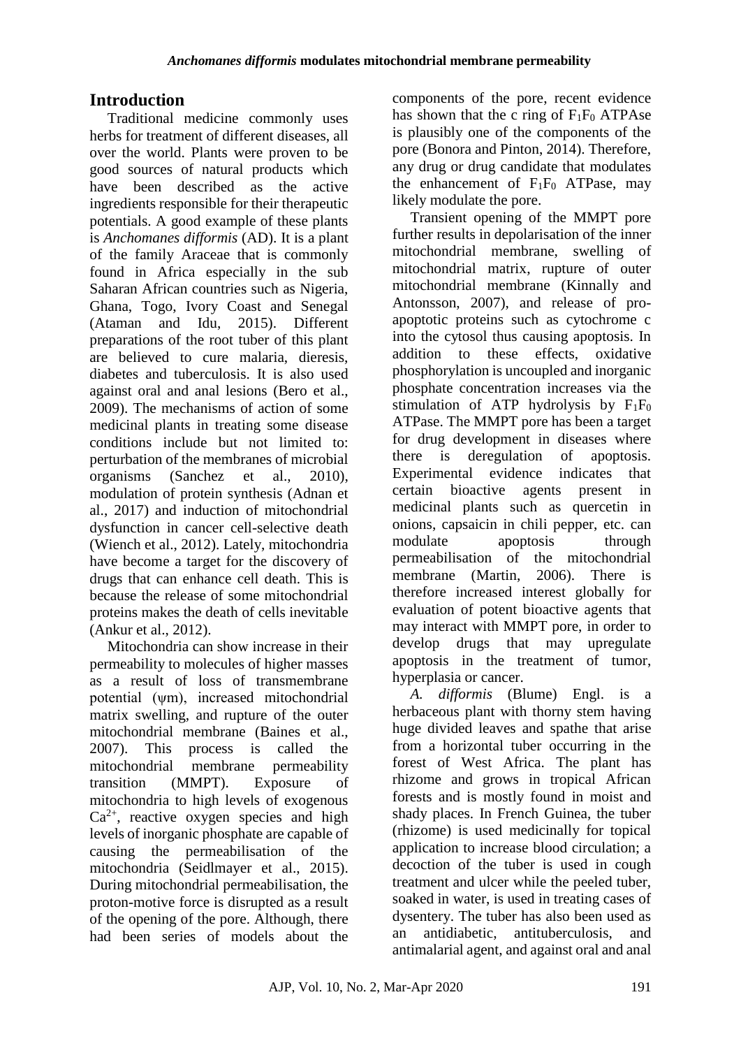## Introduction

Traditional medicine commonly uses herbs for treatment of different diseases, all over the world. Plants were proven to be good sources of natural products which have been described as the active ingredients responsible for their therapeutic potentials. A good example of these plants is *Anchomanes difformis* (AD). It is a plant of the family Araceae that is commonly found in Africa especially in the sub Saharan African countries such as Nigeria, Ghana, Togo, Ivory Coast and Senegal (Ataman and Idu, 2015). Different preparations of the root tuber of this plant are believed to cure malaria, dieresis, diabetes and tuberculosis. It is also used against oral and anal lesions (Bero et al., 2009). The mechanisms of action of some medicinal plants in treating some disease conditions include but not limited to: perturbation of the membranes of microbial organisms (Sanchez et al., 2010), modulation of protein synthesis (Adnan et al., 2017) and induction of mitochondrial dysfunction in cancer cell-selective death (Wiench et al., 2012). Lately, mitochondria have become a target for the discovery of drugs that can enhance cell death. This is because the release of some mitochondrial proteins makes the death of cells inevitable (Ankur et al., 2012).

Mitochondria can show increase in their permeability to molecules of higher masses as a result of loss of transmembrane potential (ψm), increased mitochondrial matrix swelling, and rupture of the outer mitochondrial membrane (Baines et al., 2007). This process is called the mitochondrial membrane permeability transition (MMPT). Exposure of mitochondria to high levels of exogenous $Ca^{2+}$, reactive oxygen species and high levels of inorganic phosphate are capable of causing the permeabilisation of the mitochondria (Seidlmayer et al., 2015). During mitochondrial permeabilisation, the proton-motive force is disrupted as a result of the opening of the pore. Although, there had been series of models about the components of the pore, recent evidence has shown that the c ring of $F_1F_0$ ATPAse is plausibly one of the components of the pore (Bonora and Pinton, 2014). Therefore, any drug or drug candidate that modulates the enhancement of $F_1F_0$ ATPase, may likely modulate the pore.

Transient opening of the MMPT pore further results in depolarisation of the inner mitochondrial membrane, swelling of mitochondrial matrix, rupture of outer mitochondrial membrane (Kinnally and Antonsson, 2007), and release of pro-apoptotic proteins such as cytochrome c into the cytosol thus causing apoptosis. In addition to these effects, oxidative phosphorylation is uncoupled and inorganic phosphate concentration increases via the stimulation of ATP hydrolysis by $F_1F_0$ ATPase. The MMPT pore has been a target for drug development in diseases where there is deregulation of apoptosis. Experimental evidence indicates that certain bioactive agents present in medicinal plants such as quercetin in onions, capsaicin in chili pepper, etc. can modulate apoptosis through permeabilisation of the mitochondrial membrane (Martin, 2006). There is therefore increased interest globally for evaluation of potent bioactive agents that may interact with MMPT pore, in order to develop drugs that may upregulate apoptosis in the treatment of tumor, hyperplasia or cancer.

*A. difformis* (Blume) Engl. is a herbaceous plant with thorny stem having huge divided leaves and spathe that arise from a horizontal tuber occurring in the forest of West Africa. The plant has rhizome and grows in tropical African forests and is mostly found in moist and shady places. In French Guinea, the tuber (rhizome) is used medicinally for topical application to increase blood circulation; a decoction of the tuber is used in cough treatment and ulcer while the peeled tuber, soaked in water, is used in treating cases of dysentery. The tuber has also been used as an antidiabetic, antituberculosis, and antimalarial agent, and against oral and anal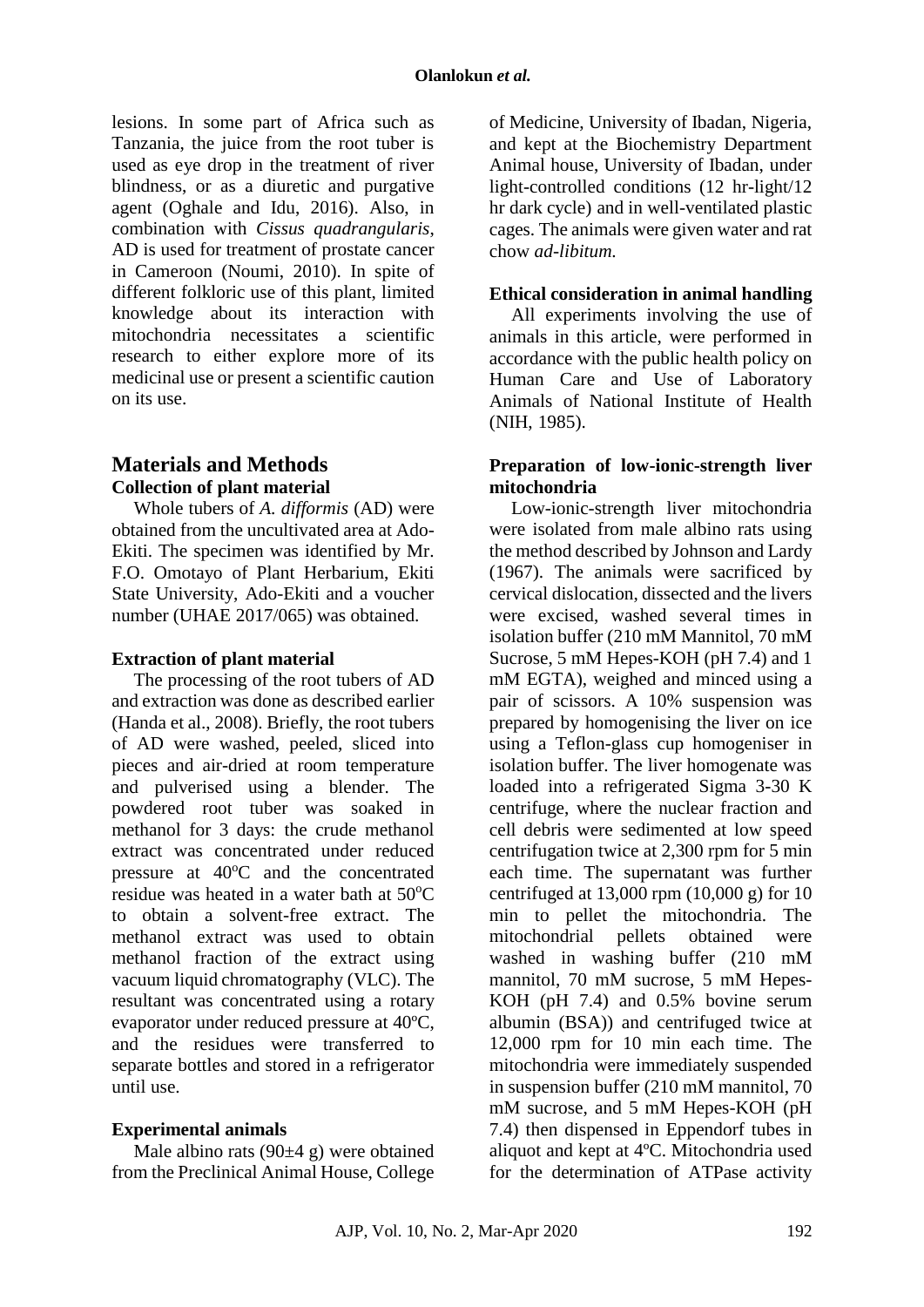lesions. In some part of Africa such as Tanzania, the juice from the root tuber is used as eye drop in the treatment of river blindness, or as a diuretic and purgative agent (Oghale and Idu, 2016). Also, in combination with *Cissus quadrangularis*, AD is used for treatment of prostate cancer in Cameroon (Noumi, 2010). In spite of different folkloric use of this plant, limited knowledge about its interaction with mitochondria necessitates a scientific research to either explore more of its medicinal use or present a scientific caution on its use.

## Materials and Methods

### Collection of plant material

Whole tubers of *A. difformis* (AD) were obtained from the uncultivated area at Ado-Ekiti. The specimen was identified by Mr. F.O. Omotayo of Plant Herbarium, Ekiti State University, Ado-Ekiti and a voucher number (UHAE 2017/065) was obtained.

### Extraction of plant material

The processing of the root tubers of AD and extraction was done as described earlier (Handa et al., 2008). Briefly, the root tubers of AD were washed, peeled, sliced into pieces and air-dried at room temperature and pulverised using a blender. The powdered root tuber was soaked in methanol for 3 days: the crude methanol extract was concentrated under reduced pressure at 40°C and the concentrated residue was heated in a water bath at 50°C to obtain a solvent-free extract. The methanol extract was used to obtain methanol fraction of the extract using vacuum liquid chromatography (VLC). The resultant was concentrated using a rotary evaporator under reduced pressure at 40ºC, and the residues were transferred to separate bottles and stored in a refrigerator until use.

### Experimental animals

Male albino rats (90±4 g) were obtained from the Preclinical Animal House, College of Medicine, University of Ibadan, Nigeria, and kept at the Biochemistry Department Animal house, University of Ibadan, under light-controlled conditions (12 hr-light/12 hr dark cycle) and in well-ventilated plastic cages. The animals were given water and rat chow *ad-libitum.*

### Ethical consideration in animal handling

All experiments involving the use of animals in this article, were performed in accordance with the public health policy on Human Care and Use of Laboratory Animals of National Institute of Health (NIH, 1985).

### Preparation of low-ionic-strength liver mitochondria

Low-ionic-strength liver mitochondria were isolated from male albino rats using the method described by Johnson and Lardy (1967). The animals were sacrificed by cervical dislocation, dissected and the livers were excised, washed several times in isolation buffer (210 mM Mannitol, 70 mM Sucrose, 5 mM Hepes-KOH (pH 7.4) and 1 mM EGTA), weighed and minced using a pair of scissors. A 10% suspension was prepared by homogenising the liver on ice using a Teflon-glass cup homogeniser in isolation buffer. The liver homogenate was loaded into a refrigerated Sigma 3-30 K centrifuge, where the nuclear fraction and cell debris were sedimented at low speed centrifugation twice at 2,300 rpm for 5 min each time. The supernatant was further centrifuged at 13,000 rpm (10,000 g) for 10 min to pellet the mitochondria. The mitochondrial pellets obtained were washed in washing buffer (210 mM mannitol, 70 mM sucrose, 5 mM Hepes-KOH (pH 7.4) and 0.5% bovine serum albumin (BSA)) and centrifuged twice at 12,000 rpm for 10 min each time. The mitochondria were immediately suspended in suspension buffer (210 mM mannitol, 70 mM sucrose, and 5 mM Hepes-KOH (pH 7.4) then dispensed in Eppendorf tubes in aliquot and kept at 4ºC. Mitochondria used for the determination of ATPase activity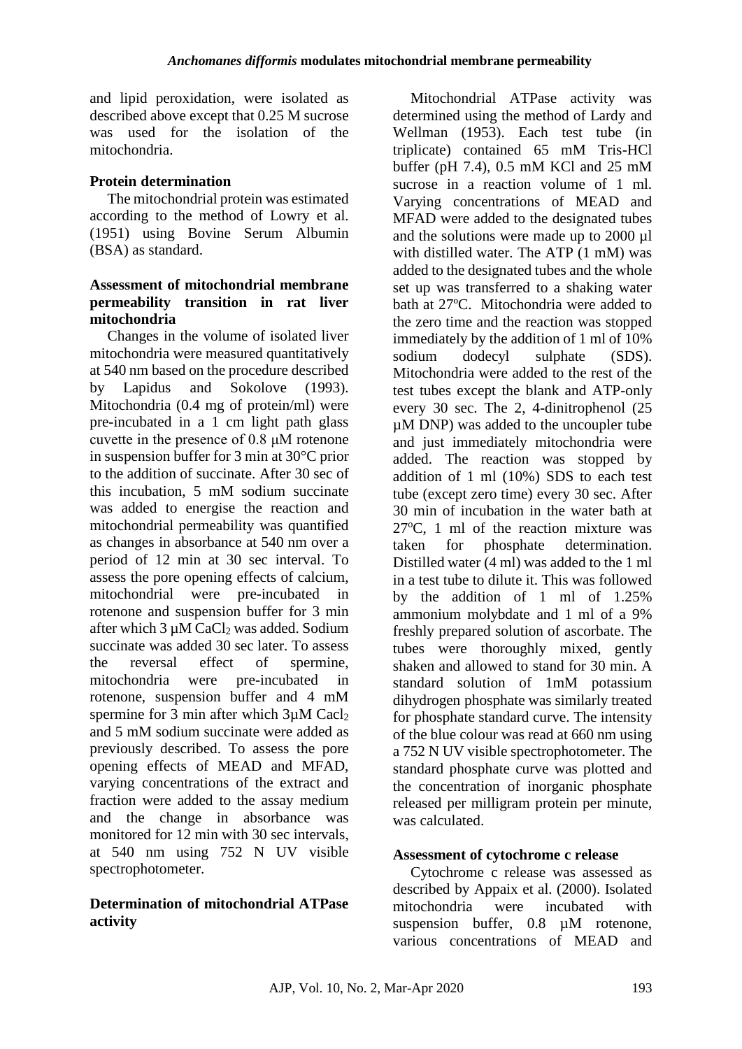and lipid peroxidation, were isolated as described above except that 0.25 M sucrose was used for the isolation of the mitochondria.

### Protein determination

The mitochondrial protein was estimated according to the method of Lowry et al. (1951) using Bovine Serum Albumin (BSA) as standard.

### Assessment of mitochondrial membrane permeability transition in rat liver mitochondria

Changes in the volume of isolated liver mitochondria were measured quantitatively at 540 nm based on the procedure described by Lapidus and Sokolove (1993). Mitochondria (0.4 mg of protein/ml) were pre-incubated in a 1 cm light path glass cuvette in the presence of 0.8 μM rotenone in suspension buffer for 3 min at 30°C prior to the addition of succinate. After 30 sec of this incubation, 5 mM sodium succinate was added to energise the reaction and mitochondrial permeability was quantified as changes in absorbance at 540 nm over a period of 12 min at 30 sec interval. To assess the pore opening effects of calcium, mitochondrial were pre-incubated in rotenone and suspension buffer for 3 min after which 3 µM $CaCl_2$ was added. Sodium succinate was added 30 sec later. To assess the reversal effect of spermine, mitochondria were pre-incubated in rotenone, suspension buffer and 4 mM spermine for 3 min after which 3µM $Cacl_2$ and 5 mM sodium succinate were added as previously described. To assess the pore opening effects of MEAD and MFAD, varying concentrations of the extract and fraction were added to the assay medium and the change in absorbance was monitored for 12 min with 30 sec intervals, at 540 nm using 752 N UV visible spectrophotometer.

### Determination of mitochondrial ATPase activity

Mitochondrial ATPase activity was determined using the method of Lardy and Wellman (1953). Each test tube (in triplicate) contained 65 mM Tris-HCl buffer (pH 7.4), 0.5 mM KCl and 25 mM sucrose in a reaction volume of 1 ml. Varying concentrations of MEAD and MFAD were added to the designated tubes and the solutions were made up to 2000 µl with distilled water. The ATP (1 mM) was added to the designated tubes and the whole set up was transferred to a shaking water bath at 27ºC. Mitochondria were added to the zero time and the reaction was stopped immediately by the addition of 1 ml of 10% sodium dodecyl sulphate (SDS). Mitochondria were added to the rest of the test tubes except the blank and ATP-only every 30 sec. The 2, 4-dinitrophenol (25 µM DNP) was added to the uncoupler tube and just immediately mitochondria were added. The reaction was stopped by addition of 1 ml (10%) SDS to each test tube (except zero time) every 30 sec. After 30 min of incubation in the water bath at 27ºC, 1 ml of the reaction mixture was taken for phosphate determination. Distilled water (4 ml) was added to the 1 ml in a test tube to dilute it. This was followed by the addition of 1 ml of 1.25% ammonium molybdate and 1 ml of a 9% freshly prepared solution of ascorbate. The tubes were thoroughly mixed, gently shaken and allowed to stand for 30 min. A standard solution of 1mM potassium dihydrogen phosphate was similarly treated for phosphate standard curve. The intensity of the blue colour was read at 660 nm using a 752 N UV visible spectrophotometer. The standard phosphate curve was plotted and the concentration of inorganic phosphate released per milligram protein per minute, was calculated.

### Assessment of cytochrome c release

Cytochrome c release was assessed as described by Appaix et al. (2000). Isolated mitochondria were incubated with suspension buffer, 0.8 µM rotenone, various concentrations of MEAD and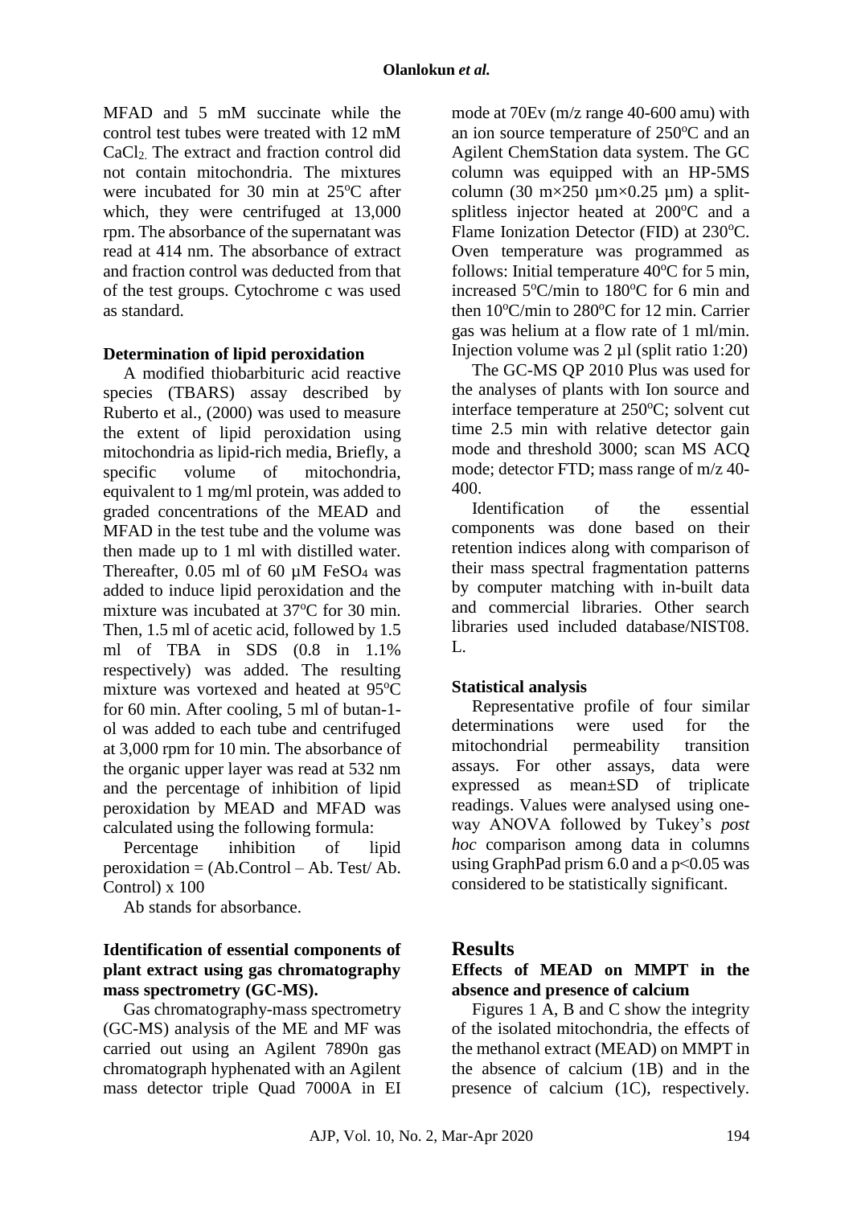MFAD and 5 mM succinate while the control test tubes were treated with 12 mM $CaCl_2$. The extract and fraction control did not contain mitochondria. The mixtures were incubated for 30 min at 25°C after which, they were centrifuged at 13,000 rpm. The absorbance of the supernatant was read at 414 nm. The absorbance of extract and fraction control was deducted from that of the test groups. Cytochrome c was used as standard.

**Determination of lipid peroxidation**

A modified thiobarbituric acid reactive species (TBARS) assay described by Ruberto et al., (2000) was used to measure the extent of lipid peroxidation using mitochondria as lipid-rich media, Briefly, a specific volume of mitochondria, equivalent to 1 mg/ml protein, was added to graded concentrations of the MEAD and MFAD in the test tube and the volume was then made up to 1 ml with distilled water. Thereafter, 0.05 ml of 60 µM $FeSO_4$ was added to induce lipid peroxidation and the mixture was incubated at 37°C for 30 min. Then, 1.5 ml of acetic acid, followed by 1.5 ml of TBA in SDS (0.8 in 1.1% respectively) was added. The resulting mixture was vortexed and heated at 95°C for 60 min. After cooling, 5 ml of butan-1-ol was added to each tube and centrifuged at 3,000 rpm for 10 min. The absorbance of the organic upper layer was read at 532 nm and the percentage of inhibition of lipid peroxidation by MEAD and MFAD was calculated using the following formula:

Percentage inhibition of lipid peroxidation = (Ab.Control – Ab. Test/ Ab. Control) x 100

Ab stands for absorbance.

**Identification of essential components of plant extract using gas chromatography mass spectrometry (GC-MS).**

Gas chromatography-mass spectrometry (GC-MS) analysis of the ME and MF was carried out using an Agilent 7890n gas chromatograph hyphenated with an Agilent mass detector triple Quad 7000A in EI mode at 70Ev (m/z range 40-600 amu) with an ion source temperature of 250°C and an Agilent ChemStation data system. The GC column was equipped with an HP-5MS column (30 m×250 µm×0.25 µm) a split-splitless injector heated at 200°C and a Flame Ionization Detector (FID) at 230°C. Oven temperature was programmed as follows: Initial temperature 40°C for 5 min, increased 5°C/min to 180°C for 6 min and then 10°C/min to 280°C for 12 min. Carrier gas was helium at a flow rate of 1 ml/min. Injection volume was 2 µl (split ratio 1:20)

The GC-MS QP 2010 Plus was used for the analyses of plants with Ion source and interface temperature at 250°C; solvent cut time 2.5 min with relative detector gain mode and threshold 3000; scan MS ACQ mode; detector FTD; mass range of m/z 40-400.

Identification of the essential components was done based on their retention indices along with comparison of their mass spectral fragmentation patterns by computer matching with in-built data and commercial libraries. Other search libraries used included database/NIST08. L.

**Statistical analysis**

Representative profile of four similar determinations were used for the mitochondrial permeability transition assays. For other assays, data were expressed as mean±SD of triplicate readings. Values were analysed using one-way ANOVA followed by Tukey's *post hoc* comparison among data in columns using GraphPad prism 6.0 and a $p<0.05$ was considered to be statistically significant.

## Results

**Effects of MEAD on MMPT in the absence and presence of calcium**

Figures 1 A, B and C show the integrity of the isolated mitochondria, the effects of the methanol extract (MEAD) on MMPT in the absence of calcium (1B) and in the presence of calcium (1C), respectively.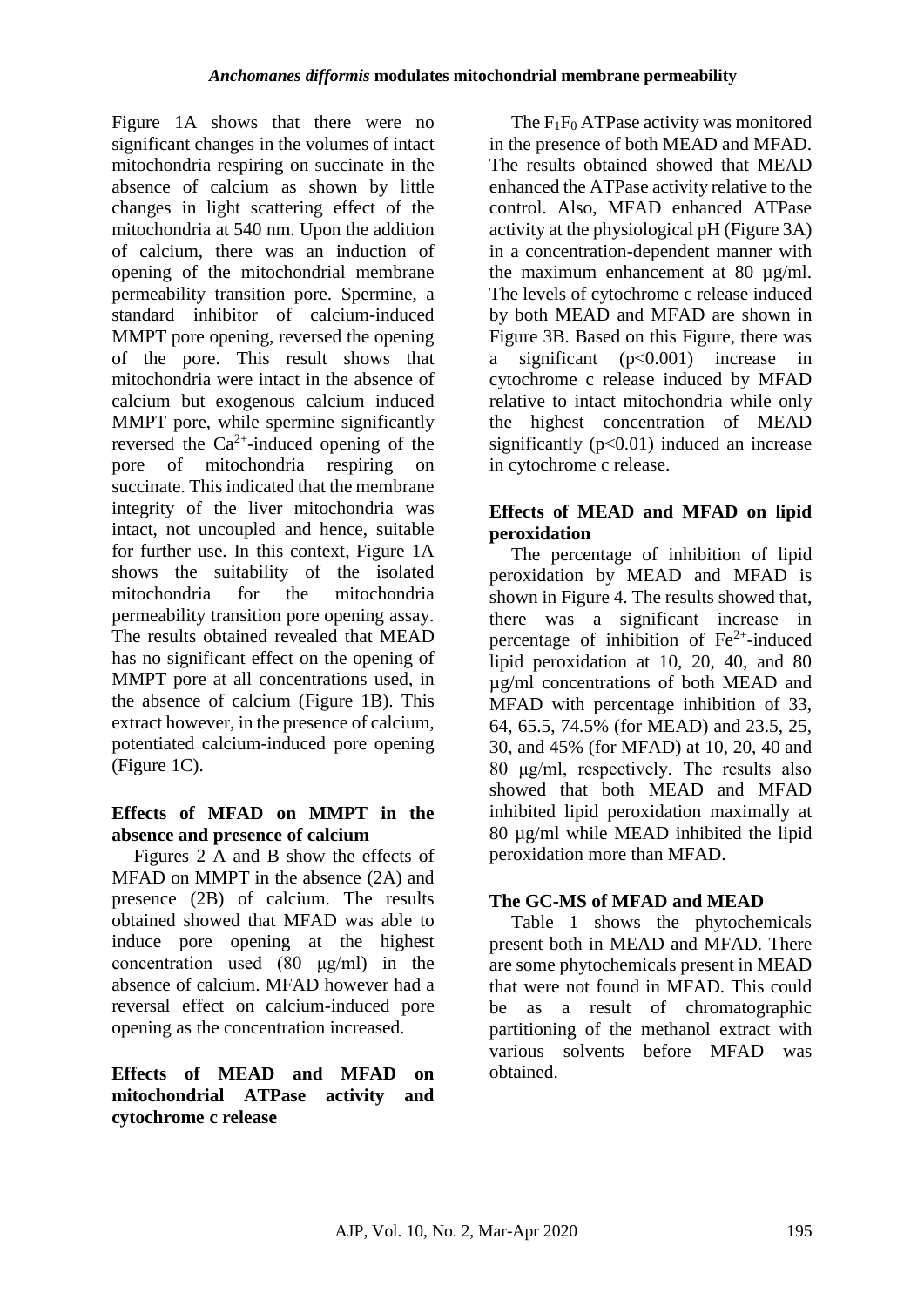Figure 1A shows that there were no significant changes in the volumes of intact mitochondria respiring on succinate in the absence of calcium as shown by little changes in light scattering effect of the mitochondria at 540 nm. Upon the addition of calcium, there was an induction of opening of the mitochondrial membrane permeability transition pore. Spermine, a standard inhibitor of calcium-induced MMPT pore opening, reversed the opening of the pore. This result shows that mitochondria were intact in the absence of calcium but exogenous calcium induced MMPT pore, while spermine significantly reversed the $Ca^{2+}$-induced opening of the pore of mitochondria respiring on succinate. This indicated that the membrane integrity of the liver mitochondria was intact, not uncoupled and hence, suitable for further use. In this context, Figure 1A shows the suitability of the isolated mitochondria for the mitochondria permeability transition pore opening assay. The results obtained revealed that MEAD has no significant effect on the opening of MMPT pore at all concentrations used, in the absence of calcium (Figure 1B). This extract however, in the presence of calcium, potentiated calcium-induced pore opening (Figure 1C).

### Effects of MFAD on MMPT in the absence and presence of calcium

Figures 2 A and B show the effects of MFAD on MMPT in the absence (2A) and presence (2B) of calcium. The results obtained showed that MFAD was able to induce pore opening at the highest concentration used (80 µg/ml) in the absence of calcium. MFAD however had a reversal effect on calcium-induced pore opening as the concentration increased.

### Effects of MEAD and MFAD on mitochondrial ATPase activity and cytochrome c release

The $F_1F_0$ ATPase activity was monitored in the presence of both MEAD and MFAD. The results obtained showed that MEAD enhanced the ATPase activity relative to the control. Also, MFAD enhanced ATPase activity at the physiological pH (Figure 3A) in a concentration-dependent manner with the maximum enhancement at 80 µg/ml. The levels of cytochrome c release induced by both MEAD and MFAD are shown in Figure 3B. Based on this Figure, there was a significant ($p<0.001$) increase in cytochrome c release induced by MFAD relative to intact mitochondria while only the highest concentration of MEAD significantly ($p<0.01$) induced an increase in cytochrome c release.

### Effects of MEAD and MFAD on lipid peroxidation

The percentage of inhibition of lipid peroxidation by MEAD and MFAD is shown in Figure 4. The results showed that, there was a significant increase in percentage of inhibition of $Fe^{2+}$-induced lipid peroxidation at 10, 20, 40, and 80 µg/ml concentrations of both MEAD and MFAD with percentage inhibition of 33, 64, 65.5, 74.5% (for MEAD) and 23.5, 25, 30, and 45% (for MFAD) at 10, 20, 40 and 80 µg/ml, respectively. The results also showed that both MEAD and MFAD inhibited lipid peroxidation maximally at 80 µg/ml while MEAD inhibited the lipid peroxidation more than MFAD.

### The GC-MS of MFAD and MEAD

Table 1 shows the phytochemicals present both in MEAD and MFAD. There are some phytochemicals present in MEAD that were not found in MFAD. This could be as a result of chromatographic partitioning of the methanol extract with various solvents before MFAD was obtained.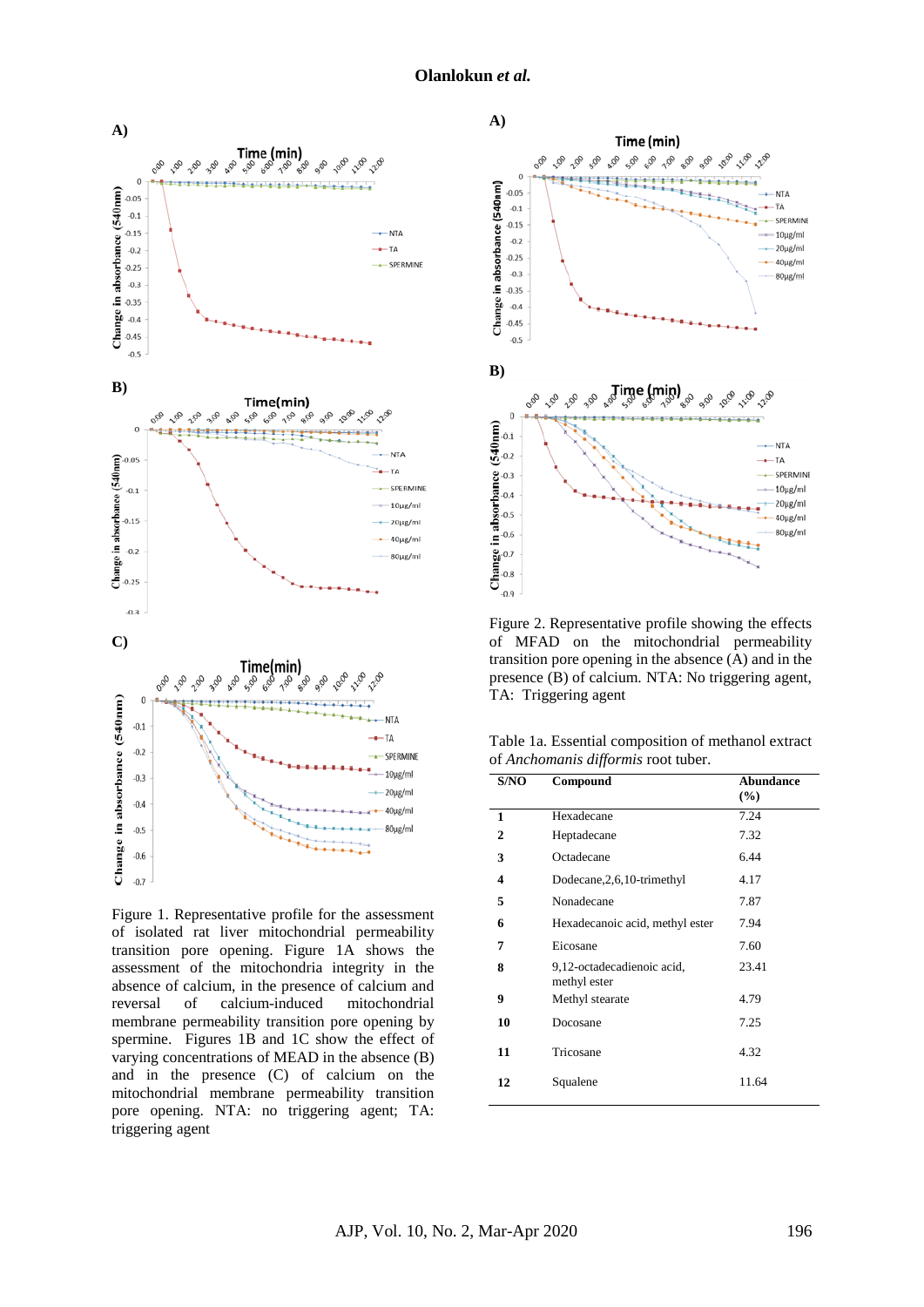A)

Time (min)

0:00 1:00 2:00 3:00 4:00 5:00 6:00 7:00 8:00 9:00 10:00 11:00 12:00

Change in absorbance (540nm)

0 -0.05 -0.1 -0.15 -0.2 -0.25 -0.3 -0.35 -0.4 -0.45 -0.5

NTA
TA
SPERMINE

B)

Time(min)

0:00 1:00 2:00 3:00 4:00 5:00 6:00 7:00 8:00 9:00 10:00 11:00 12:00

Change in absorbance (540nm)

0 -0.05 -0.1 -0.15 -0.2 -0.25 -0.3

NTA
TA
SPERMINE
10µg/ml
20µg/ml
40µg/ml
80µg/ml

C)

Time(min)

0:00 1:00 2:00 3:00 4:00 5:00 6:00 7:00 8:00 9:00 10:00 11:00 12:00

Change in absorbance (540nm)

0 -0.1 -0.2 -0.3 -0.4 -0.5 -0.6 -0.7

NTA
TA
SPERMINE
10µg/ml
20µg/ml
40µg/ml
80µg/ml

Figure 1. Representative profile for the assessment of isolated rat liver mitochondrial permeability transition pore opening. Figure 1A shows the assessment of the mitochondria integrity in the absence of calcium, in the presence of calcium and reversal of calcium-induced mitochondrial membrane permeability transition pore opening by spermine. Figures 1B and 1C show the effect of varying concentrations of MEAD in the absence (B) and in the presence (C) of calcium on the mitochondrial membrane permeability transition pore opening. NTA: no triggering agent; TA: triggering agent

A)

Time (min)

0:00 1:00 2:00 3:00 4:00 5:00 6:00 7:00 8:00 9:00 10:00 11:00 12:00

Change in absorbance (540nm)

0 -0.05 -0.1 -0.15 -0.2 -0.25 -0.3 -0.35 -0.4 -0.45 -0.5

NTA
TA
SPERMINE
10µg/ml
20µg/ml
40µg/ml
80µg/ml

B)

Time (min)

0:00 1:00 2:00 3:00 4:00 5:00 6:00 7:00 8:00 9:00 10:00 11:00 12:00

Change in absorbance (540nm)

0 -0.1 -0.2 -0.3 -0.4 -0.5 -0.6 -0.7 -0.8 -0.9

NTA
TA
SPERMINE
10µg/ml
20µg/ml
40µg/ml
80µg/ml

Figure 2. Representative profile showing the effects of MFAD on the mitochondrial permeability transition pore opening in the absence (A) and in the presence (B) of calcium. NTA: No triggering agent, TA: Triggering agent

Table 1a. Essential composition of methanol extract of *Anchomanis difformis* root tuber.

| S/NO | Compound | Abundance (%) |
|---|---|---|
| 1 | Hexadecane | 7.24 |
| 2 | Heptadecane | 7.32 |
| 3 | Octadecane | 6.44 |
| 4 | Dodecane,2,6,10-trimethyl | 4.17 |
| 5 | Nonadecane | 7.87 |
| 6 | Hexadecanoic acid, methyl ester | 7.94 |
| 7 | Eicosane | 7.60 |
| 8 | 9,12-octadecadienoic acid, methyl ester | 23.41 |
| 9 | Methyl stearate | 4.79 |
| 10 | Docosane | 7.25 |
| 11 | Tricosane | 4.32 |
| 12 | Squalene | 11.64 |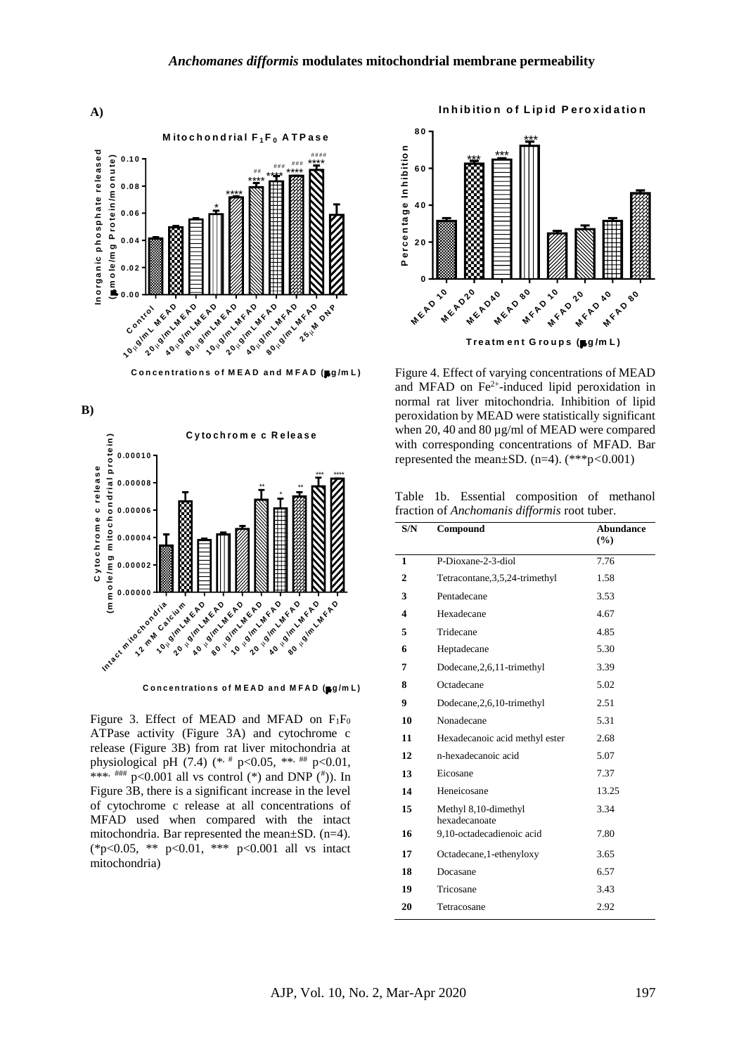A)

Mitochondrial $F_1F_0$ ATPase

Inorganic phosphate released (µmole/mg Protein/monute)

0.10
0.08
0.06
0.04
0.02
0.00

Control
10µg/mL MEAD
20µg/mLMEAD
40µg/mLMEAD
80µg/mLMEAD
10µg/mLMFAD
20µg/mLMFAD
40µg/mLMFAD
80µg/mLMFAD
25µM DNP

Concentrations of MEAD and MFAD (µg/mL)

B)

Cytochrome c Release

Cytochrome c release (mmole/mg mitochondrial protein)

0.00010
0.00008
0.00006
0.00004
0.00002
0.00000

Intact mitochondria
12 mM Calcium
10µg/mLMEAD
20µg/mLMEAD
40µg/mLMEAD
80µg/mLMEAD
10µg/mLMFAD
20µg/mLMFAD
40µg/mLMFAD
80µg/mLMFAD

Concentrations of MEAD and MFAD (µg/mL)

Figure 3. Effect of MEAD and MFAD on $F_1F_0$ ATPase activity (Figure 3A) and cytochrome c release (Figure 3B) from rat liver mitochondria at physiological pH (7.4) (*, # $p<0.05$, **, ## $p<0.01$, ***, ### $p<0.001$ all vs control (*) and DNP (#)). In Figure 3B, there is a significant increase in the level of cytochrome c release at all concentrations of MFAD used when compared with the intact mitochondria. Bar represented the mean±SD. (n=4). (*$p<0.05$, ** $p<0.01$, *** $p<0.001$ all vs intact mitochondria)

Inhibition of Lipid Peroxidation

Percentage Inhibition

80
60
40
20
0

MEAD 10
MEAD20
MEAD40
MEAD 80
MFAD 10
MFAD 20
MFAD 40
MFAD 80

Treatment Groups (µg/mL)

Figure 4. Effect of varying concentrations of MEAD and MFAD on $Fe^{2+}$-induced lipid peroxidation in normal rat liver mitochondria. Inhibition of lipid peroxidation by MEAD were statistically significant when 20, 40 and 80 µg/ml of MEAD were compared with corresponding concentrations of MFAD. Bar represented the mean±SD. (n=4). (***$p<0.001$)

Table 1b. Essential composition of methanol fraction of *Anchomanis difformis* root tuber.

| S/N | Compound | Abundance (%) |
|---|---|---|
| 1 | P-Dioxane-2-3-diol | 7.76 |
| 2 | Tetracontane,3,5,24-trimethyl | 1.58 |
| 3 | Pentadecane | 3.53 |
| 4 | Hexadecane | 4.67 |
| 5 | Tridecane | 4.85 |
| 6 | Heptadecane | 5.30 |
| 7 | Dodecane,2,6,11-trimethyl | 3.39 |
| 8 | Octadecane | 5.02 |
| 9 | Dodecane,2,6,10-trimethyl | 2.51 |
| 10 | Nonadecane | 5.31 |
| 11 | Hexadecanoic acid methyl ester | 2.68 |
| 12 | n-hexadecanoic acid | 5.07 |
| 13 | Eicosane | 7.37 |
| 14 | Heneicosane | 13.25 |
| 15 | Methyl 8,10-dimethyl hexadecanoate | 3.34 |
| 16 | 9,10-octadecadienoic acid | 7.80 |
| 17 | Octadecane,1-ethenyloxy | 3.65 |
| 18 | Docasane | 6.57 |
| 19 | Tricosane | 3.43 |
| 20 | Tetracosane | 2.92 |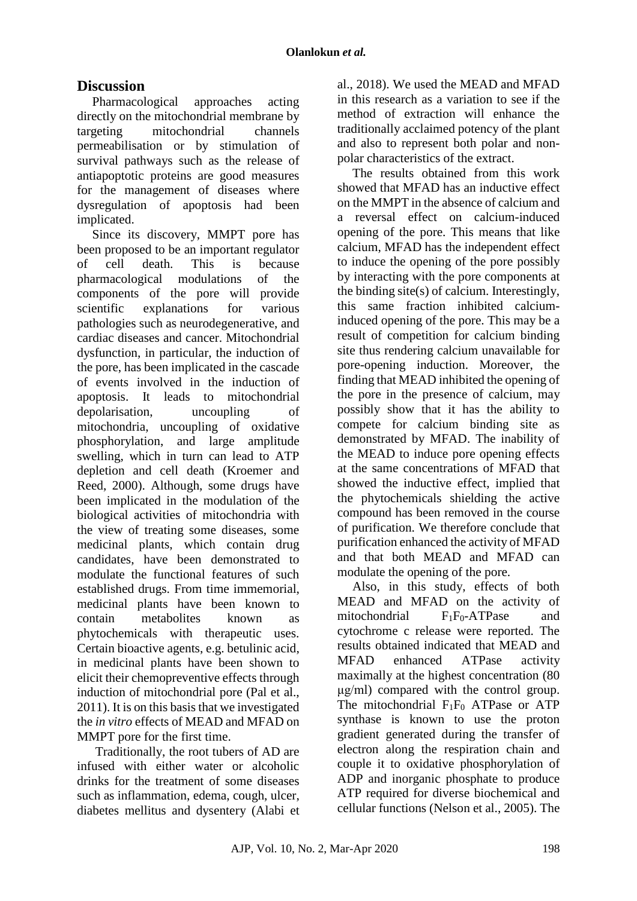## Discussion

Pharmacological approaches acting directly on the mitochondrial membrane by targeting mitochondrial channels permeabilisation or by stimulation of survival pathways such as the release of antiapoptotic proteins are good measures for the management of diseases where dysregulation of apoptosis had been implicated.

Since its discovery, MMPT pore has been proposed to be an important regulator of cell death. This is because pharmacological modulations of the components of the pore will provide scientific explanations for various pathologies such as neurodegenerative, and cardiac diseases and cancer. Mitochondrial dysfunction, in particular, the induction of the pore, has been implicated in the cascade of events involved in the induction of apoptosis. It leads to mitochondrial depolarisation, uncoupling of mitochondria, uncoupling of oxidative phosphorylation, and large amplitude swelling, which in turn can lead to ATP depletion and cell death (Kroemer and Reed, 2000). Although, some drugs have been implicated in the modulation of the biological activities of mitochondria with the view of treating some diseases, some medicinal plants, which contain drug candidates, have been demonstrated to modulate the functional features of such established drugs. From time immemorial, medicinal plants have been known to contain metabolites known as phytochemicals with therapeutic uses. Certain bioactive agents, e.g. betulinic acid, in medicinal plants have been shown to elicit their chemopreventive effects through induction of mitochondrial pore (Pal et al., 2011). It is on this basis that we investigated the *in vitro* effects of MEAD and MFAD on MMPT pore for the first time.

Traditionally, the root tubers of AD are infused with either water or alcoholic drinks for the treatment of some diseases such as inflammation, edema, cough, ulcer, diabetes mellitus and dysentery (Alabi et al., 2018). We used the MEAD and MFAD in this research as a variation to see if the method of extraction will enhance the traditionally acclaimed potency of the plant and also to represent both polar and non-polar characteristics of the extract.

The results obtained from this work showed that MFAD has an inductive effect on the MMPT in the absence of calcium and a reversal effect on calcium-induced opening of the pore. This means that like calcium, MFAD has the independent effect to induce the opening of the pore possibly by interacting with the pore components at the binding site(s) of calcium. Interestingly, this same fraction inhibited calcium-induced opening of the pore. This may be a result of competition for calcium binding site thus rendering calcium unavailable for pore-opening induction. Moreover, the finding that MEAD inhibited the opening of the pore in the presence of calcium, may possibly show that it has the ability to compete for calcium binding site as demonstrated by MFAD. The inability of the MEAD to induce pore opening effects at the same concentrations of MFAD that showed the inductive effect, implied that the phytochemicals shielding the active compound has been removed in the course of purification. We therefore conclude that purification enhanced the activity of MFAD and that both MEAD and MFAD can modulate the opening of the pore.

Also, in this study, effects of both MEAD and MFAD on the activity of mitochondrial $F_1F_0$-ATPase and cytochrome c release were reported. The results obtained indicated that MEAD and MFAD enhanced ATPase activity maximally at the highest concentration (80 μg/ml) compared with the control group. The mitochondrial $F_1F_0$ ATPase or ATP synthase is known to use the proton gradient generated during the transfer of electron along the respiration chain and couple it to oxidative phosphorylation of ADP and inorganic phosphate to produce ATP required for diverse biochemical and cellular functions (Nelson et al., 2005). The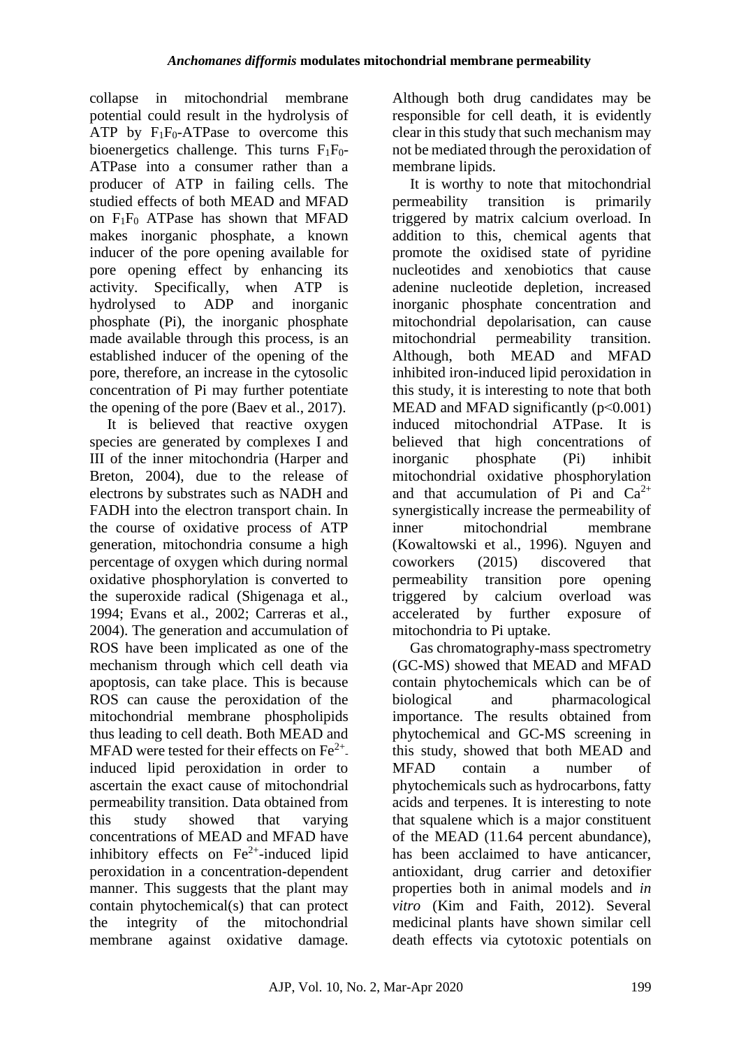collapse in mitochondrial membrane potential could result in the hydrolysis of ATP by $F_1F_0$-ATPase to overcome this bioenergetics challenge. This turns $F_1F_0$-ATPase into a consumer rather than a producer of ATP in failing cells. The studied effects of both MEAD and MFAD on $F_1F_0$ ATPase has shown that MFAD makes inorganic phosphate, a known inducer of the pore opening available for pore opening effect by enhancing its activity. Specifically, when ATP is hydrolysed to ADP and inorganic phosphate (Pi), the inorganic phosphate made available through this process, is an established inducer of the opening of the pore, therefore, an increase in the cytosolic concentration of Pi may further potentiate the opening of the pore (Baev et al., 2017).

It is believed that reactive oxygen species are generated by complexes I and III of the inner mitochondria (Harper and Breton, 2004), due to the release of electrons by substrates such as NADH and FADH into the electron transport chain. In the course of oxidative process of ATP generation, mitochondria consume a high percentage of oxygen which during normal oxidative phosphorylation is converted to the superoxide radical (Shigenaga et al., 1994; Evans et al., 2002; Carreras et al., 2004). The generation and accumulation of ROS have been implicated as one of the mechanism through which cell death via apoptosis, can take place. This is because ROS can cause the peroxidation of the mitochondrial membrane phospholipids thus leading to cell death. Both MEAD and MFAD were tested for their effects on $Fe^{2+}$-induced lipid peroxidation in order to ascertain the exact cause of mitochondrial permeability transition. Data obtained from this study showed that varying concentrations of MEAD and MFAD have inhibitory effects on $Fe^{2+}$-induced lipid peroxidation in a concentration-dependent manner. This suggests that the plant may contain phytochemical(s) that can protect the integrity of the mitochondrial membrane against oxidative damage. Although both drug candidates may be responsible for cell death, it is evidently clear in this study that such mechanism may not be mediated through the peroxidation of membrane lipids.

It is worthy to note that mitochondrial permeability transition is primarily triggered by matrix calcium overload. In addition to this, chemical agents that promote the oxidised state of pyridine nucleotides and xenobiotics that cause adenine nucleotide depletion, increased inorganic phosphate concentration and mitochondrial depolarisation, can cause mitochondrial permeability transition. Although, both MEAD and MFAD inhibited iron-induced lipid peroxidation in this study, it is interesting to note that both MEAD and MFAD significantly ($p<0.001$) induced mitochondrial ATPase. It is believed that high concentrations of inorganic phosphate (Pi) inhibit mitochondrial oxidative phosphorylation and that accumulation of Pi and $Ca^{2+}$ synergistically increase the permeability of inner mitochondrial membrane (Kowaltowski et al., 1996). Nguyen and coworkers (2015) discovered that permeability transition pore opening triggered by calcium overload was accelerated by further exposure of mitochondria to Pi uptake.

Gas chromatography-mass spectrometry (GC-MS) showed that MEAD and MFAD contain phytochemicals which can be of biological and pharmacological importance. The results obtained from phytochemical and GC-MS screening in this study, showed that both MEAD and MFAD contain a number of phytochemicals such as hydrocarbons, fatty acids and terpenes. It is interesting to note that squalene which is a major constituent of the MEAD (11.64 percent abundance), has been acclaimed to have anticancer, antioxidant, drug carrier and detoxifier properties both in animal models and *in vitro* (Kim and Faith, 2012). Several medicinal plants have shown similar cell death effects via cytotoxic potentials on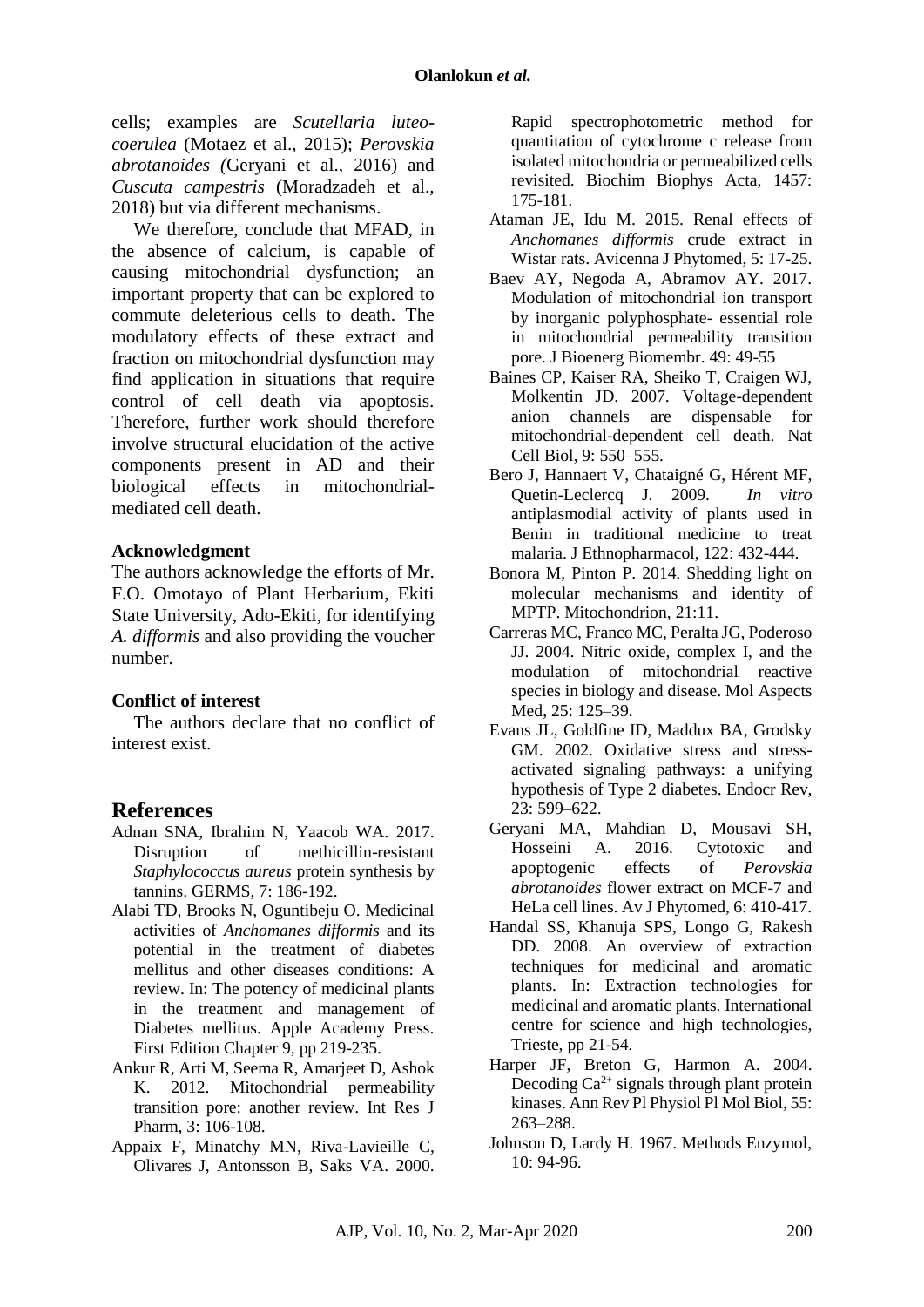cells; examples are *Scutellaria luteo-coerulea* (Motaez et al., 2015); *Perovskia abrotanoides (*Geryani et al., 2016) and *Cuscuta campestris* (Moradzadeh et al., 2018) but via different mechanisms.

We therefore, conclude that MFAD, in the absence of calcium, is capable of causing mitochondrial dysfunction; an important property that can be explored to commute deleterious cells to death. The modulatory effects of these extract and fraction on mitochondrial dysfunction may find application in situations that require control of cell death via apoptosis. Therefore, further work should therefore involve structural elucidation of the active components present in AD and their biological effects in mitochondrial-mediated cell death.

**Acknowledgment**

The authors acknowledge the efforts of Mr. F.O. Omotayo of Plant Herbarium, Ekiti State University, Ado-Ekiti, for identifying *A. difformis* and also providing the voucher number.

**Conflict of interest**

The authors declare that no conflict of interest exist.

## References

Adnan SNA, Ibrahim N, Yaacob WA. 2017. Disruption of methicillin-resistant *Staphylococcus aureus* protein synthesis by tannins. GERMS, 7: 186-192.

Alabi TD, Brooks N, Oguntibeju O. Medicinal activities of *Anchomanes difformis* and its potential in the treatment of diabetes mellitus and other diseases conditions: A review. In: The potency of medicinal plants in the treatment and management of Diabetes mellitus. Apple Academy Press. First Edition Chapter 9, pp 219-235.

Ankur R, Arti M, Seema R, Amarjeet D, Ashok K. 2012. Mitochondrial permeability transition pore: another review. Int Res J Pharm, 3: 106-108.

Appaix F, Minatchy MN, Riva-Lavieille C, Olivares J, Antonsson B, Saks VA. 2000. Rapid spectrophotometric method for quantitation of cytochrome c release from isolated mitochondria or permeabilized cells revisited. Biochim Biophys Acta, 1457: 175-181.

Ataman JE, Idu M. 2015. Renal effects of *Anchomanes difformis* crude extract in Wistar rats. Avicenna J Phytomed, 5: 17-25.

Baev AY, Negoda A, Abramov AY. 2017. Modulation of mitochondrial ion transport by inorganic polyphosphate- essential role in mitochondrial permeability transition pore. J Bioenerg Biomembr. 49: 49-55

Baines CP, Kaiser RA, Sheiko T, Craigen WJ, Molkentin JD. 2007. Voltage-dependent anion channels are dispensable for mitochondrial-dependent cell death. Nat Cell Biol, 9: 550–555.

Bero J, Hannaert V, Chataigné G, Hérent MF, Quetin-Leclercq J. 2009. *In vitro* antiplasmodial activity of plants used in Benin in traditional medicine to treat malaria. J Ethnopharmacol, 122: 432-444.

Bonora M, Pinton P. 2014. Shedding light on molecular mechanisms and identity of MPTP. Mitochondrion, 21:11.

Carreras MC, Franco MC, Peralta JG, Poderoso JJ. 2004. Nitric oxide, complex I, and the modulation of mitochondrial reactive species in biology and disease. Mol Aspects Med, 25: 125–39.

Evans JL, Goldfine ID, Maddux BA, Grodsky GM. 2002. Oxidative stress and stress-activated signaling pathways: a unifying hypothesis of Type 2 diabetes. Endocr Rev, 23: 599–622.

Geryani MA, Mahdian D, Mousavi SH, Hosseini A. 2016. Cytotoxic and apoptogenic effects of *Perovskia abrotanoides* flower extract on MCF-7 and HeLa cell lines. Av J Phytomed, 6: 410-417.

Handal SS, Khanuja SPS, Longo G, Rakesh DD. 2008. An overview of extraction techniques for medicinal and aromatic plants. In: Extraction technologies for medicinal and aromatic plants. International centre for science and high technologies, Trieste, pp 21-54.

Harper JF, Breton G, Harmon A. 2004. Decoding $Ca^{2+}$ signals through plant protein kinases. Ann Rev Pl Physiol Pl Mol Biol, 55: 263–288.

Johnson D, Lardy H. 1967. Methods Enzymol, 10: 94-96.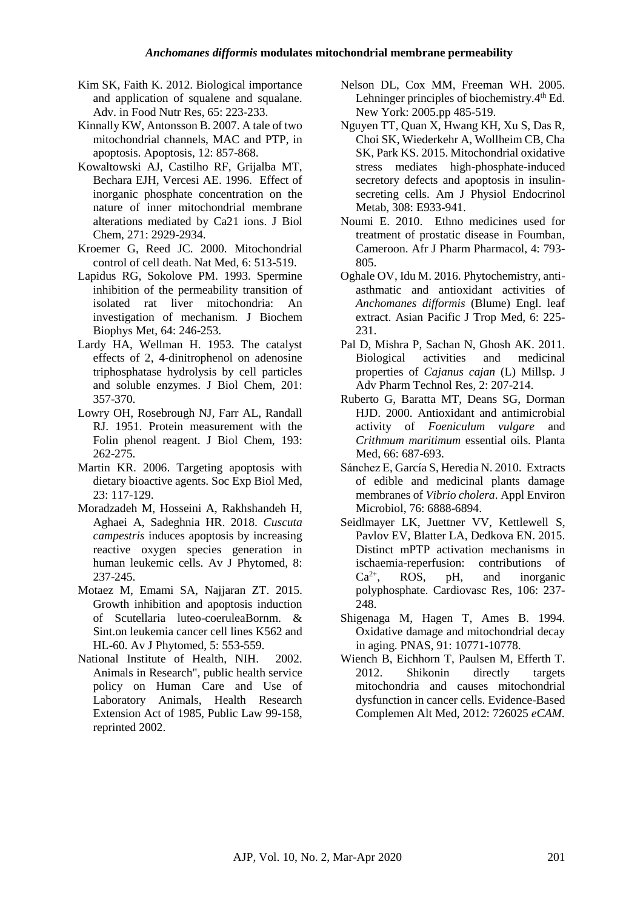Kim SK, Faith K. 2012. Biological importance and application of squalene and squalane. Adv. in Food Nutr Res, 65: 223-233.

Kinnally KW, Antonsson B. 2007. A tale of two mitochondrial channels, MAC and PTP, in apoptosis. Apoptosis, 12: 857-868.

Kowaltowski AJ, Castilho RF, Grijalba MT, Bechara EJH, Vercesi AE. 1996. Effect of inorganic phosphate concentration on the nature of inner mitochondrial membrane alterations mediated by Ca21 ions. J Biol Chem, 271: 2929-2934.

Kroemer G, Reed JC. 2000. Mitochondrial control of cell death. Nat Med, 6: 513-519.

Lapidus RG, Sokolove PM. 1993. Spermine inhibition of the permeability transition of isolated rat liver mitochondria: An investigation of mechanism. J Biochem Biophys Met, 64: 246-253.

Lardy HA, Wellman H. 1953. The catalyst effects of 2, 4-dinitrophenol on adenosine triphosphatase hydrolysis by cell particles and soluble enzymes. J Biol Chem, 201: 357-370.

Lowry OH, Rosebrough NJ, Farr AL, Randall RJ. 1951. Protein measurement with the Folin phenol reagent. J Biol Chem, 193: 262-275.

Martin KR. 2006. Targeting apoptosis with dietary bioactive agents. Soc Exp Biol Med, 23: 117-129.

Moradzadeh M, Hosseini A, Rakhshandeh H, Aghaei A, Sadeghnia HR. 2018. *Cuscuta campestris* induces apoptosis by increasing reactive oxygen species generation in human leukemic cells. Av J Phytomed, 8: 237-245.

Motaez M, Emami SA, Najjaran ZT. 2015. Growth inhibition and apoptosis induction of Scutellaria luteo-coeruleaBornm. & Sint.on leukemia cancer cell lines K562 and HL-60. Av J Phytomed, 5: 553-559.

National Institute of Health, NIH. 2002. Animals in Research", public health service policy on Human Care and Use of Laboratory Animals, Health Research Extension Act of 1985, Public Law 99-158, reprinted 2002.

Nelson DL, Cox MM, Freeman WH. 2005. Lehninger principles of biochemistry.4th Ed. New York: 2005.pp 485-519.

Nguyen TT, Quan X, Hwang KH, Xu S, Das R, Choi SK, Wiederkehr A, Wollheim CB, Cha SK, Park KS. 2015. Mitochondrial oxidative stress mediates high-phosphate-induced secretory defects and apoptosis in insulin-secreting cells. Am J Physiol Endocrinol Metab, 308: E933-941.

Noumi E. 2010. Ethno medicines used for treatment of prostatic disease in Foumban, Cameroon. Afr J Pharm Pharmacol, 4: 793-805.

Oghale OV, Idu M. 2016. Phytochemistry, anti-asthmatic and antioxidant activities of *Anchomanes difformis* (Blume) Engl. leaf extract. Asian Pacific J Trop Med, 6: 225-231.

Pal D, Mishra P, Sachan N, Ghosh AK. 2011. Biological activities and medicinal properties of *Cajanus cajan* (L) Millsp. J Adv Pharm Technol Res, 2: 207-214.

Ruberto G, Baratta MT, Deans SG, Dorman HJD. 2000. Antioxidant and antimicrobial activity of *Foeniculum vulgare* and *Crithmum maritimum* essential oils. Planta Med, 66: 687-693.

Sánchez E, García S, Heredia N. 2010. Extracts of edible and medicinal plants damage membranes of *Vibrio cholera*. Appl Environ Microbiol, 76: 6888-6894.

Seidlmayer LK, Juettner VV, Kettlewell S, Pavlov EV, Blatter LA, Dedkova EN. 2015. Distinct mPTP activation mechanisms in ischaemia-reperfusion: contributions of $Ca^{2+}$, ROS, pH, and inorganic polyphosphate. Cardiovasc Res, 106: 237-248.

Shigenaga M, Hagen T, Ames B. 1994. Oxidative damage and mitochondrial decay in aging. PNAS, 91: 10771-10778.

Wiench B, Eichhorn T, Paulsen M, Efferth T. 2012. Shikonin directly targets mitochondria and causes mitochondrial dysfunction in cancer cells. Evidence-Based Complemen Alt Med, 2012: 726025 *eCAM*.